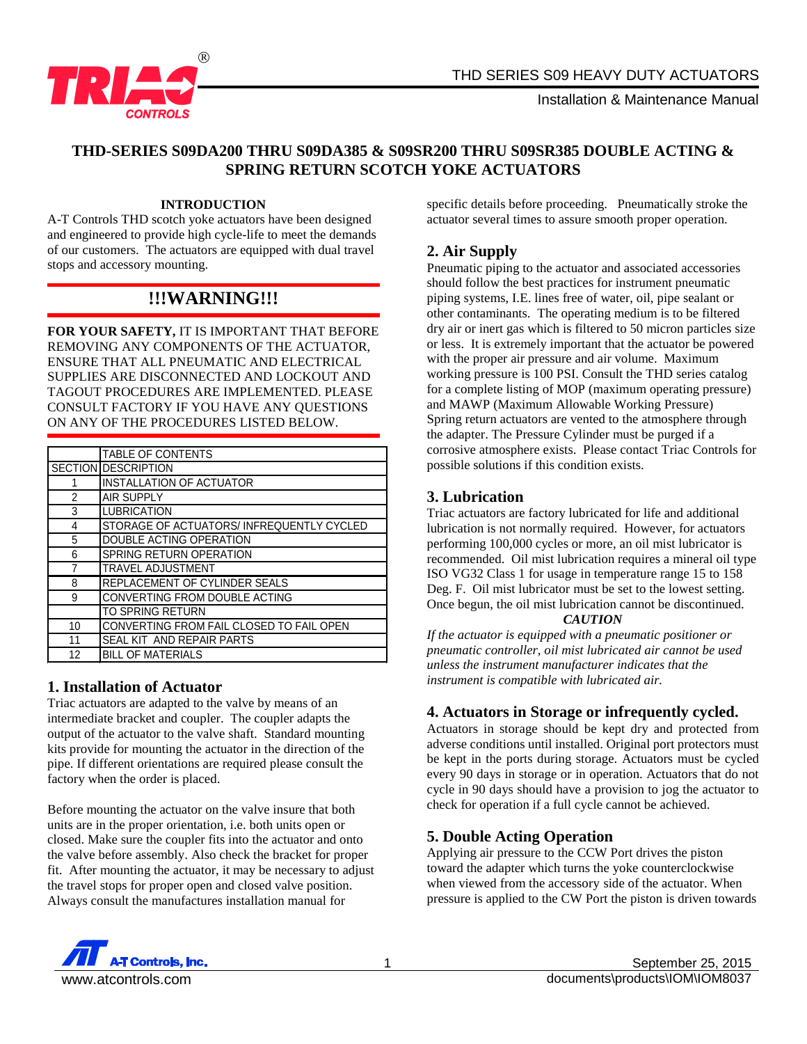# THD-SERIES S09DA200 THRU S09DA385 & S09SR200 THRU S09SR385 DOUBLE ACTING & SPRING RETURN SCOTCH YOKE ACTUATORS

## INTRODUCTION

A-T Controls THD scotch yoke actuators have been designed and engineered to provide high cycle-life to meet the demands of our customers. The actuators are equipped with dual travel stops and accessory mounting.

## !!!WARNING!!!

**FOR YOUR SAFETY,** IT IS IMPORTANT THAT BEFORE REMOVING ANY COMPONENTS OF THE ACTUATOR, ENSURE THAT ALL PNEUMATIC AND ELECTRICAL SUPPLIES ARE DISCONNECTED AND LOCKOUT AND TAGOUT PROCEDURES ARE IMPLEMENTED. PLEASE CONSULT FACTORY IF YOU HAVE ANY QUESTIONS ON ANY OF THE PROCEDURES LISTED BELOW.

| | TABLE OF CONTENTS |
|---|---|
| SECTION | DESCRIPTION |
| 1 | INSTALLATION OF ACTUATOR |
| 2 | AIR SUPPLY |
| 3 | LUBRICATION |
| 4 | STORAGE OF ACTUATORS/ INFREQUENTLY CYCLED |
| 5 | DOUBLE ACTING OPERATION |
| 6 | SPRING RETURN OPERATION |
| 7 | TRAVEL ADJUSTMENT |
| 8 | REPLACEMENT OF CYLINDER SEALS |
| 9 | CONVERTING FROM DOUBLE ACTING TO SPRING RETURN |
| 10 | CONVERTING FROM FAIL CLOSED TO FAIL OPEN |
| 11 | SEAL KIT AND REPAIR PARTS |
| 12 | BILL OF MATERIALS |

## 1. Installation of Actuator

Triac actuators are adapted to the valve by means of an intermediate bracket and coupler. The coupler adapts the output of the actuator to the valve shaft. Standard mounting kits provide for mounting the actuator in the direction of the pipe. If different orientations are required please consult the factory when the order is placed.

Before mounting the actuator on the valve insure that both units are in the proper orientation, i.e. both units open or closed. Make sure the coupler fits into the actuator and onto the valve before assembly. Also check the bracket for proper fit. After mounting the actuator, it may be necessary to adjust the travel stops for proper open and closed valve position. Always consult the manufactures installation manual for specific details before proceeding. Pneumatically stroke the actuator several times to assure smooth proper operation.

## 2. Air Supply

Pneumatic piping to the actuator and associated accessories should follow the best practices for instrument pneumatic piping systems, I.E. lines free of water, oil, pipe sealant or other contaminants. The operating medium is to be filtered dry air or inert gas which is filtered to 50 micron particles size or less. It is extremely important that the actuator be powered with the proper air pressure and air volume. Maximum working pressure is 100 PSI. Consult the THD series catalog for a complete listing of MOP (maximum operating pressure) and MAWP (Maximum Allowable Working Pressure) Spring return actuators are vented to the atmosphere through the adapter. The Pressure Cylinder must be purged if a corrosive atmosphere exists. Please contact Triac Controls for possible solutions if this condition exists.

## 3. Lubrication

Triac actuators are factory lubricated for life and additional lubrication is not normally required. However, for actuators performing 100,000 cycles or more, an oil mist lubricator is recommended. Oil mist lubrication requires a mineral oil type ISO VG32 Class 1 for usage in temperature range 15 to 158 Deg. F. Oil mist lubricator must be set to the lowest setting. Once begun, the oil mist lubrication cannot be discontinued.

***CAUTION***

*If the actuator is equipped with a pneumatic positioner or pneumatic controller, oil mist lubricated air cannot be used unless the instrument manufacturer indicates that the instrument is compatible with lubricated air.*

## 4. Actuators in Storage or infrequently cycled.

Actuators in storage should be kept dry and protected from adverse conditions until installed. Original port protectors must be kept in the ports during storage. Actuators must be cycled every 90 days in storage or in operation. Actuators that do not cycle in 90 days should have a provision to jog the actuator to check for operation if a full cycle cannot be achieved.

## 5. Double Acting Operation

Applying air pressure to the CCW Port drives the piston toward the adapter which turns the yoke counterclockwise when viewed from the accessory side of the actuator. When pressure is applied to the CW Port the piston is driven towards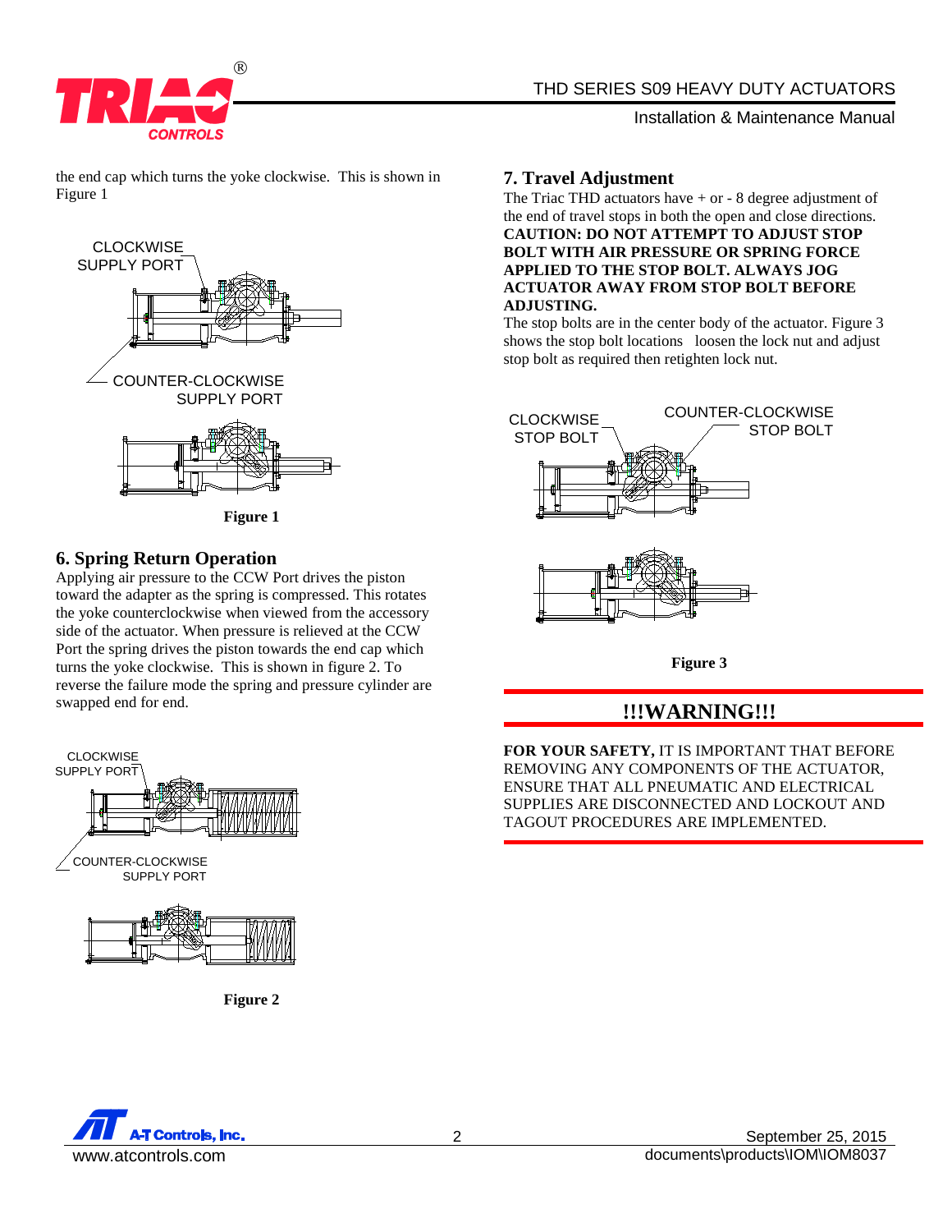the end cap which turns the yoke clockwise. This is shown in Figure 1

CLOCKWISE SUPPLY PORT

COUNTER-CLOCKWISE SUPPLY PORT

**Figure 1**

## 6. Spring Return Operation

Applying air pressure to the CCW Port drives the piston toward the adapter as the spring is compressed. This rotates the yoke counterclockwise when viewed from the accessory side of the actuator. When pressure is relieved at the CCW Port the spring drives the piston towards the end cap which turns the yoke clockwise. This is shown in figure 2. To reverse the failure mode the spring and pressure cylinder are swapped end for end.

CLOCKWISE SUPPLY PORT

COUNTER-CLOCKWISE SUPPLY PORT

**Figure 2**

## 7. Travel Adjustment

The Triac THD actuators have + or - 8 degree adjustment of the end of travel stops in both the open and close directions. **CAUTION: DO NOT ATTEMPT TO ADJUST STOP BOLT WITH AIR PRESSURE OR SPRING FORCE APPLIED TO THE STOP BOLT. ALWAYS JOG ACTUATOR AWAY FROM STOP BOLT BEFORE ADJUSTING.**

The stop bolts are in the center body of the actuator. Figure 3 shows the stop bolt locations loosen the lock nut and adjust stop bolt as required then retighten lock nut.

CLOCKWISE STOP BOLT

COUNTER-CLOCKWISE STOP BOLT

**Figure 3**

## !!!WARNING!!!

**FOR YOUR SAFETY,** IT IS IMPORTANT THAT BEFORE REMOVING ANY COMPONENTS OF THE ACTUATOR, ENSURE THAT ALL PNEUMATIC AND ELECTRICAL SUPPLIES ARE DISCONNECTED AND LOCKOUT AND TAGOUT PROCEDURES ARE IMPLEMENTED.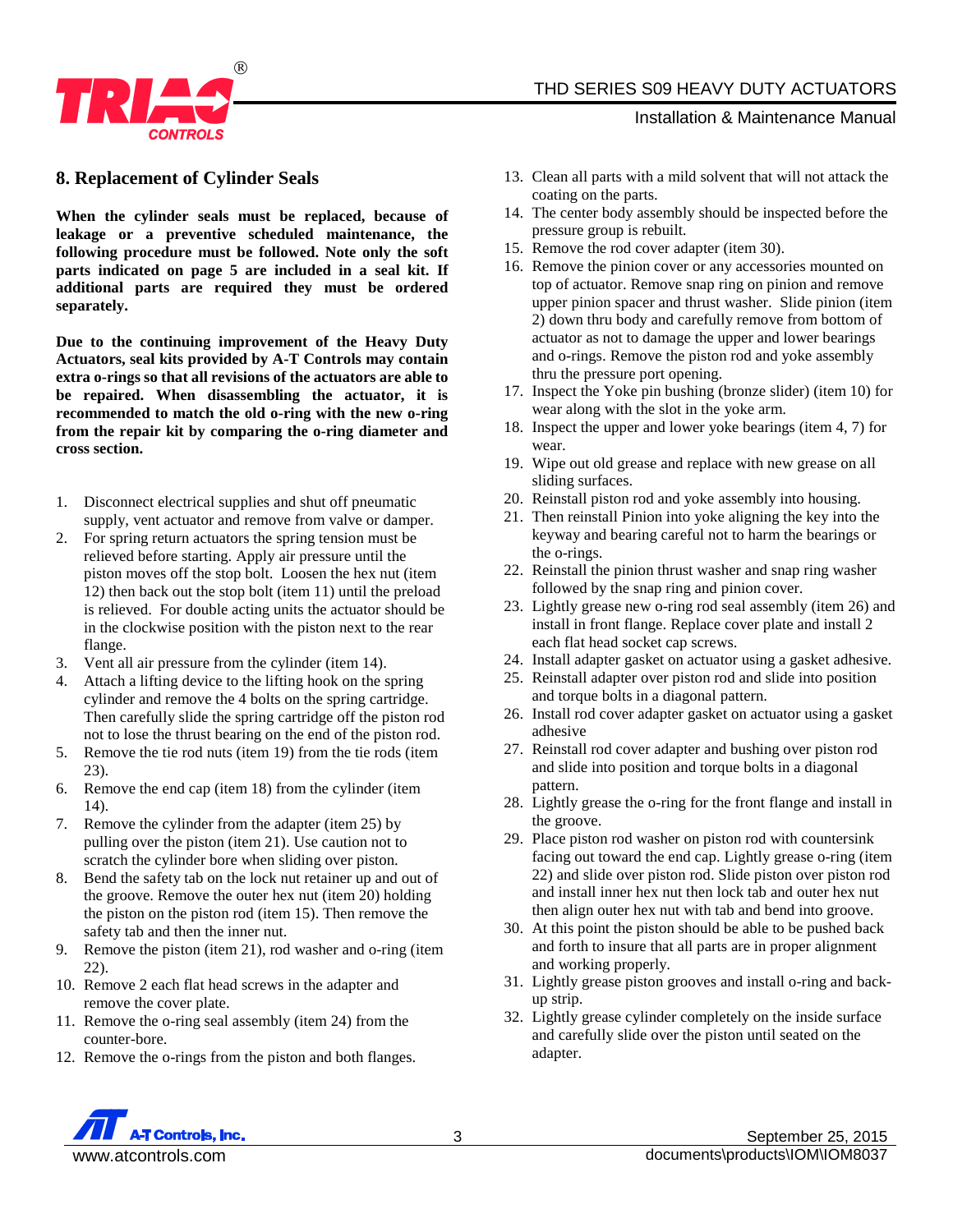## 8. Replacement of Cylinder Seals

**When the cylinder seals must be replaced, because of leakage or a preventive scheduled maintenance, the following procedure must be followed. Note only the soft parts indicated on page 5 are included in a seal kit. If additional parts are required they must be ordered separately.**

**Due to the continuing improvement of the Heavy Duty Actuators, seal kits provided by A-T Controls may contain extra o-rings so that all revisions of the actuators are able to be repaired. When disassembling the actuator, it is recommended to match the old o-ring with the new o-ring from the repair kit by comparing the o-ring diameter and cross section.**

1. Disconnect electrical supplies and shut off pneumatic supply, vent actuator and remove from valve or damper.
2. For spring return actuators the spring tension must be relieved before starting. Apply air pressure until the piston moves off the stop bolt. Loosen the hex nut (item 12) then back out the stop bolt (item 11) until the preload is relieved. For double acting units the actuator should be in the clockwise position with the piston next to the rear flange.
3. Vent all air pressure from the cylinder (item 14).
4. Attach a lifting device to the lifting hook on the spring cylinder and remove the 4 bolts on the spring cartridge. Then carefully slide the spring cartridge off the piston rod not to lose the thrust bearing on the end of the piston rod.
5. Remove the tie rod nuts (item 19) from the tie rods (item 23).
6. Remove the end cap (item 18) from the cylinder (item 14).
7. Remove the cylinder from the adapter (item 25) by pulling over the piston (item 21). Use caution not to scratch the cylinder bore when sliding over piston.
8. Bend the safety tab on the lock nut retainer up and out of the groove. Remove the outer hex nut (item 20) holding the piston on the piston rod (item 15). Then remove the safety tab and then the inner nut.
9. Remove the piston (item 21), rod washer and o-ring (item 22).
10. Remove 2 each flat head screws in the adapter and remove the cover plate.
11. Remove the o-ring seal assembly (item 24) from the counter-bore.
12. Remove the o-rings from the piston and both flanges.
13. Clean all parts with a mild solvent that will not attack the coating on the parts.
14. The center body assembly should be inspected before the pressure group is rebuilt.
15. Remove the rod cover adapter (item 30).
16. Remove the pinion cover or any accessories mounted on top of actuator. Remove snap ring on pinion and remove upper pinion spacer and thrust washer. Slide pinion (item 2) down thru body and carefully remove from bottom of actuator as not to damage the upper and lower bearings and o-rings. Remove the piston rod and yoke assembly thru the pressure port opening.
17. Inspect the Yoke pin bushing (bronze slider) (item 10) for wear along with the slot in the yoke arm.
18. Inspect the upper and lower yoke bearings (item 4, 7) for wear.
19. Wipe out old grease and replace with new grease on all sliding surfaces.
20. Reinstall piston rod and yoke assembly into housing.
21. Then reinstall Pinion into yoke aligning the key into the keyway and bearing careful not to harm the bearings or the o-rings.
22. Reinstall the pinion thrust washer and snap ring washer followed by the snap ring and pinion cover.
23. Lightly grease new o-ring rod seal assembly (item 26) and install in front flange. Replace cover plate and install 2 each flat head socket cap screws.
24. Install adapter gasket on actuator using a gasket adhesive.
25. Reinstall adapter over piston rod and slide into position and torque bolts in a diagonal pattern.
26. Install rod cover adapter gasket on actuator using a gasket adhesive
27. Reinstall rod cover adapter and bushing over piston rod and slide into position and torque bolts in a diagonal pattern.
28. Lightly grease the o-ring for the front flange and install in the groove.
29. Place piston rod washer on piston rod with countersink facing out toward the end cap. Lightly grease o-ring (item 22) and slide over piston rod. Slide piston over piston rod and install inner hex nut then lock tab and outer hex nut then align outer hex nut with tab and bend into groove.
30. At this point the piston should be able to be pushed back and forth to insure that all parts are in proper alignment and working properly.
31. Lightly grease piston grooves and install o-ring and back-up strip.
32. Lightly grease cylinder completely on the inside surface and carefully slide over the piston until seated on the adapter.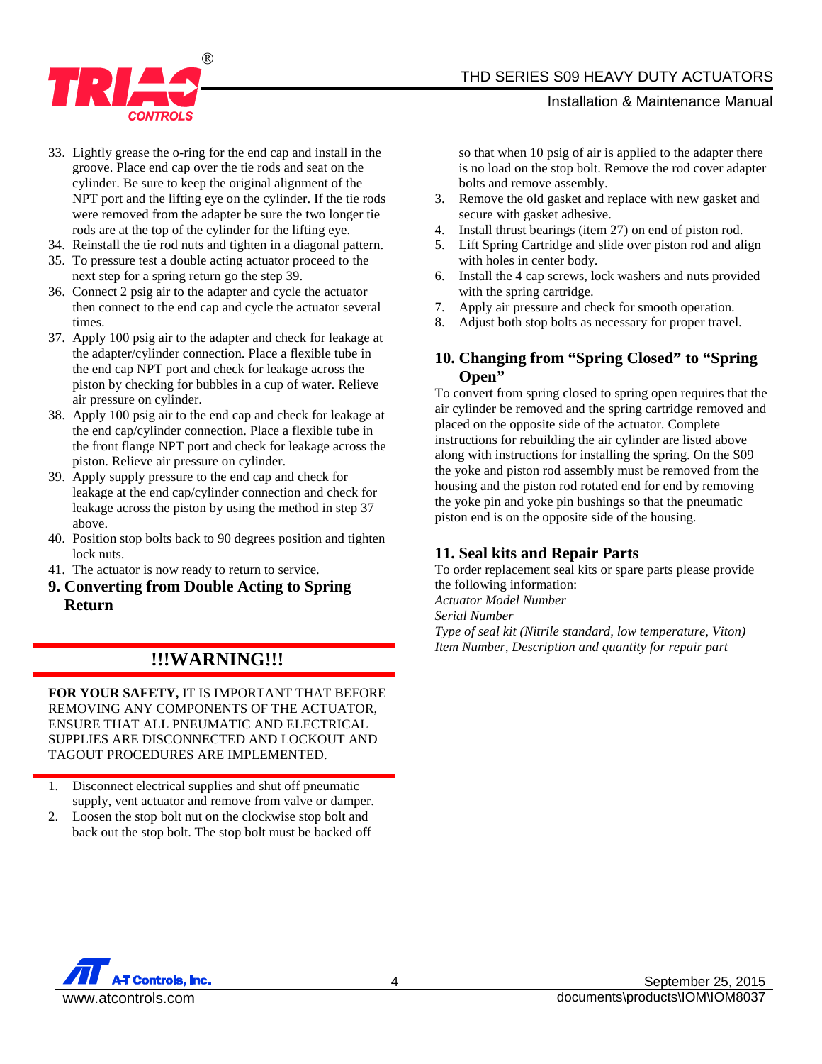33. Lightly grease the o-ring for the end cap and install in the groove. Place end cap over the tie rods and seat on the cylinder. Be sure to keep the original alignment of the NPT port and the lifting eye on the cylinder. If the tie rods were removed from the adapter be sure the two longer tie rods are at the top of the cylinder for the lifting eye.
34. Reinstall the tie rod nuts and tighten in a diagonal pattern.
35. To pressure test a double acting actuator proceed to the next step for a spring return go the step 39.
36. Connect 2 psig air to the adapter and cycle the actuator then connect to the end cap and cycle the actuator several times.
37. Apply 100 psig air to the adapter and check for leakage at the adapter/cylinder connection. Place a flexible tube in the end cap NPT port and check for leakage across the piston by checking for bubbles in a cup of water. Relieve air pressure on cylinder.
38. Apply 100 psig air to the end cap and check for leakage at the end cap/cylinder connection. Place a flexible tube in the front flange NPT port and check for leakage across the piston. Relieve air pressure on cylinder.
39. Apply supply pressure to the end cap and check for leakage at the end cap/cylinder connection and check for leakage across the piston by using the method in step 37 above.
40. Position stop bolts back to 90 degrees position and tighten lock nuts.
41. The actuator is now ready to return to service.

## 9. Converting from Double Acting to Spring Return

### !!!WARNING!!!

**FOR YOUR SAFETY,** IT IS IMPORTANT THAT BEFORE REMOVING ANY COMPONENTS OF THE ACTUATOR, ENSURE THAT ALL PNEUMATIC AND ELECTRICAL SUPPLIES ARE DISCONNECTED AND LOCKOUT AND TAGOUT PROCEDURES ARE IMPLEMENTED.

1. Disconnect electrical supplies and shut off pneumatic supply, vent actuator and remove from valve or damper.
2. Loosen the stop bolt nut on the clockwise stop bolt and back out the stop bolt. The stop bolt must be backed off so that when 10 psig of air is applied to the adapter there is no load on the stop bolt. Remove the rod cover adapter bolts and remove assembly.
3. Remove the old gasket and replace with new gasket and secure with gasket adhesive.
4. Install thrust bearings (item 27) on end of piston rod.
5. Lift Spring Cartridge and slide over piston rod and align with holes in center body.
6. Install the 4 cap screws, lock washers and nuts provided with the spring cartridge.
7. Apply air pressure and check for smooth operation.
8. Adjust both stop bolts as necessary for proper travel.

## 10. Changing from “Spring Closed” to “Spring Open”

To convert from spring closed to spring open requires that the air cylinder be removed and the spring cartridge removed and placed on the opposite side of the actuator. Complete instructions for rebuilding the air cylinder are listed above along with instructions for installing the spring. On the S09 the yoke and piston rod assembly must be removed from the housing and the piston rod rotated end for end by removing the yoke pin and yoke pin bushings so that the pneumatic piston end is on the opposite side of the housing.

## 11. Seal kits and Repair Parts

To order replacement seal kits or spare parts please provide the following information:

*Actuator Model Number*
*Serial Number*
*Type of seal kit (Nitrile standard, low temperature, Viton)*
*Item Number, Description and quantity for repair part*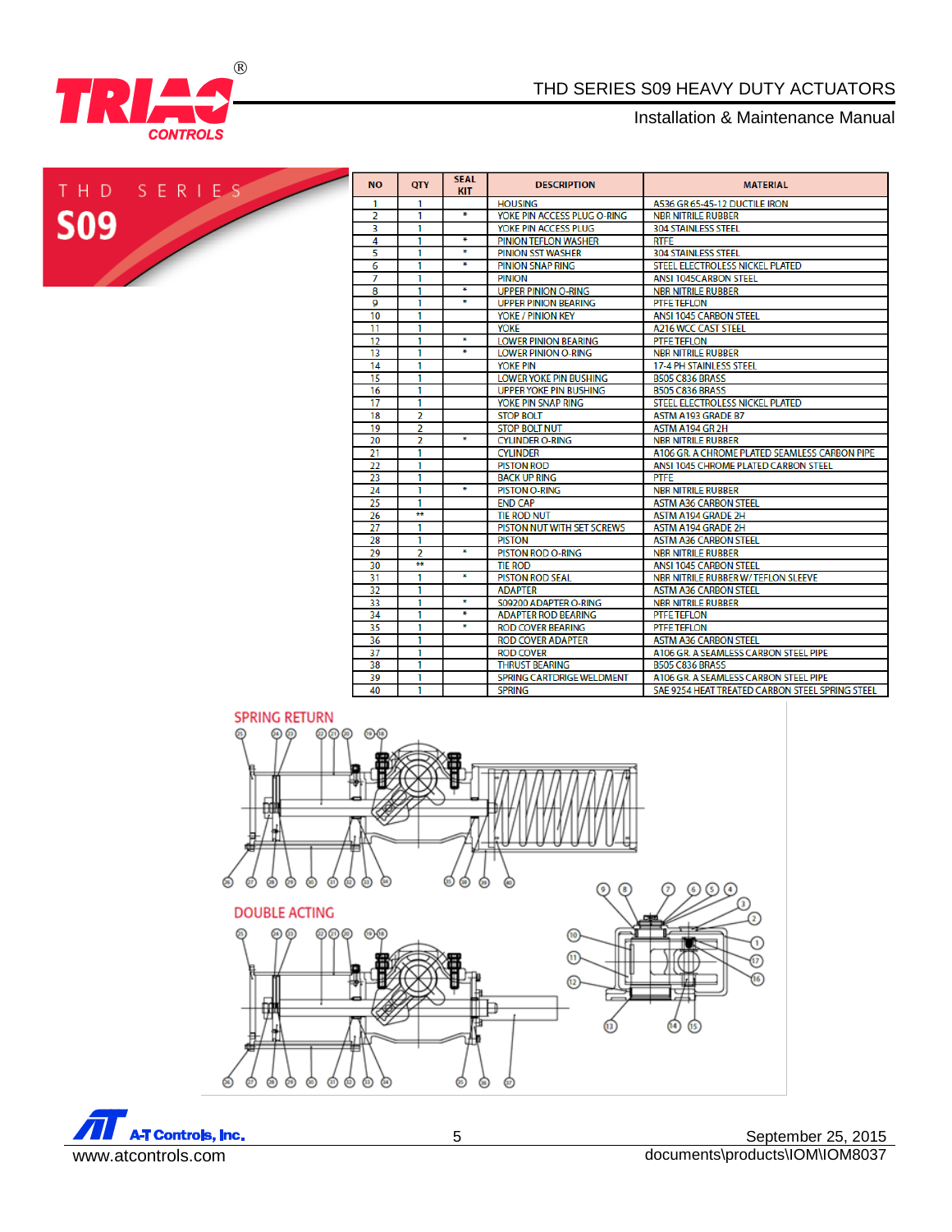## THD SERIES S09

| NO | QTY | SEAL KIT | DESCRIPTION | MATERIAL |
|---|---|---|---|---|
| 1 | 1 | | HOUSING | A536 GR 65-45-12 DUCTILE IRON |
| 2 | 1 | * | YOKE PIN ACCESS PLUG O-RING | NBR NITRILE RUBBER |
| 3 | 1 | | YOKE PIN ACCESS PLUG | 304 STAINLESS STEEL |
| 4 | 1 | * | PINION TEFLON WASHER | RTFE |
| 5 | 1 | * | PINION SST WASHER | 304 STAINLESS STEEL |
| 6 | 1 | * | PINION SNAP RING | STEEL ELECTROLESS NICKEL PLATED |
| 7 | 1 | | PINION | ANSI 1045CARBON STEEL |
| 8 | 1 | * | UPPER PINION O-RING | NBR NITRILE RUBBER |
| 9 | 1 | * | UPPER PINION BEARING | PTFE TEFLON |
| 10 | 1 | | YOKE / PINION KEY | ANSI 1045 CARBON STEEL |
| 11 | 1 | | YOKE | A216 WCC CAST STEEL |
| 12 | 1 | * | LOWER PINION BEARING | PTFE TEFLON |
| 13 | 1 | * | LOWER PINION O-RING | NBR NITRILE RUBBER |
| 14 | 1 | | YOKE PIN | 17-4 PH STAINLESS STEEL |
| 15 | 1 | | LOWER YOKE PIN BUSHING | B505 C836 BRASS |
| 16 | 1 | | UPPER YOKE PIN BUSHING | B505 C836 BRASS |
| 17 | 1 | | YOKE PIN SNAP RING | STEEL ELECTROLESS NICKEL PLATED |
| 18 | 2 | | STOP BOLT | ASTM A193 GRADE B7 |
| 19 | 2 | | STOP BOLT NUT | ASTM A194 GR 2H |
| 20 | 2 | * | CYLINDER O-RING | NBR NITRILE RUBBER |
| 21 | 1 | | CYLINDER | A106 GR. A CHROME PLATED SEAMLESS CARBON PIPE |
| 22 | 1 | | PISTON ROD | ANSI 1045 CHROME PLATED CARBON STEEL |
| 23 | 1 | | BACK UP RING | PTFE |
| 24 | 1 | * | PISTON O-RING | NBR NITRILE RUBBER |
| 25 | 1 | | END CAP | ASTM A36 CARBON STEEL |
| 26 | ** | | TIE ROD NUT | ASTM A194 GRADE 2H |
| 27 | 1 | | PISTON NUT WITH SET SCREWS | ASTM A194 GRADE 2H |
| 28 | 1 | | PISTON | ASTM A36 CARBON STEEL |
| 29 | 2 | * | PISTON ROD O-RING | NBR NITRILE RUBBER |
| 30 | ** | | TIE ROD | ANSI 1045 CARBON STEEL |
| 31 | 1 | * | PISTON ROD SEAL | NBR NITRILE RUBBER W/ TEFLON SLEEVE |
| 32 | 1 | | ADAPTER | ASTM A36 CARBON STEEL |
| 33 | 1 | * | S09200 ADAPTER O-RING | NBR NITRILE RUBBER |
| 34 | 1 | * | ADAPTER ROD BEARING | PTFE TEFLON |
| 35 | 1 | * | ROD COVER BEARING | PTFE TEFLON |
| 36 | 1 | | ROD COVER ADAPTER | ASTM A36 CARBON STEEL |
| 37 | 1 | | ROD COVER | A106 GR. A SEAMLESS CARBON STEEL PIPE |
| 38 | 1 | | THRUST BEARING | B505 C836 BRASS |
| 39 | 1 | | SPRING CARTDRIGE WELDMENT | A106 GR. A SEAMLESS CARBON STEEL PIPE |
| 40 | 1 | | SPRING | SAE 9254 HEAT TREATED CARBON STEEL SPRING STEEL |

SPRING RETURN

25 24 23 22 21 20 19 18

26 27 28 29 30 31 32 33 34 35 36 39 40

9 8 7 6 5 4 3 2 1 17 16 10 11 12 13 14 15

DOUBLE ACTING

25 24 23 22 21 20 19 18

26 27 28 29 30 31 32 33 34 35 36 37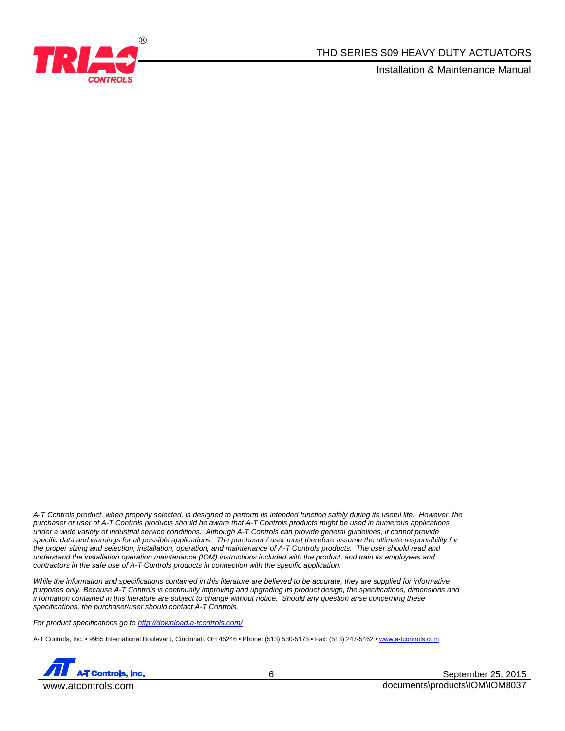*A-T Controls product, when properly selected, is designed to perform its intended function safely during its useful life. However, the purchaser or user of A-T Controls products should be aware that A-T Controls products might be used in numerous applications under a wide variety of industrial service conditions. Although A-T Controls can provide general guidelines, it cannot provide specific data and warnings for all possible applications. The purchaser / user must therefore assume the ultimate responsibility for the proper sizing and selection, installation, operation, and maintenance of A-T Controls products. The user should read and understand the installation operation maintenance (IOM) instructions included with the product, and train its employees and contractors in the safe use of A-T Controls products in connection with the specific application.*

*While the information and specifications contained in this literature are believed to be accurate, they are supplied for informative purposes only. Because A-T Controls is continually improving and upgrading its product design, the specifications, dimensions and information contained in this literature are subject to change without notice. Should any question arise concerning these specifications, the purchaser/user should contact A-T Controls.*

*For product specifications go to [http://download.a-tcontrols.com/](http://download.a-tcontrols.com/)*

A-T Controls, Inc. • 9955 International Boulevard, Cincinnati, OH 45246 • Phone: (513) 530-5175 • Fax: (513) 247-5462 • [www.a-tcontrols.com](http://www.a-tcontrols.com)